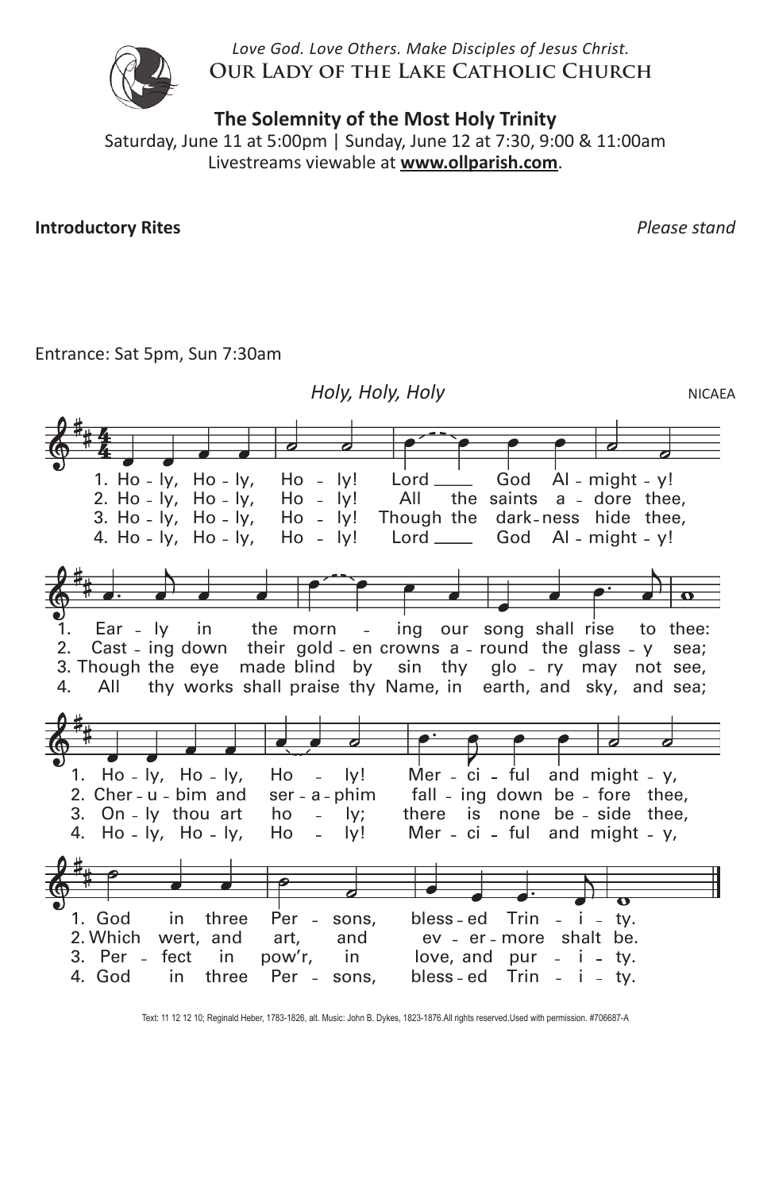*Love God. Love Others. Make Disciples of Jesus Christ.*

**Our Lady of the Lake Catholic Church**

## The Solemnity of the Most Holy Trinity

Saturday, June 11 at 5:00pm | Sunday, June 12 at 7:30, 9:00 & 11:00am
Livestreams viewable at **www.ollparish.com**.

**Introductory Rites** *Please stand*

Entrance: Sat 5pm, Sun 7:30am

*Holy, Holy, Holy* NICAEA

1. Holy, Holy, Holy! Lord God Almighty!
Early in the morning our song shall rise to thee:
Holy, Holy, Holy! Merciful and mighty,
God in three Persons, blessed Trinity.

2. Holy, Holy, Holy! All the saints adore thee,
Casting down their golden crowns around the glassy sea;
Cherubim and seraphim falling down before thee,
Which wert, and art, and evermore shalt be.

3. Holy, Holy, Holy! Though the darkness hide thee,
Though the eye made blind by sin thy glory may not see,
Only thou art holy; there is none beside thee,
Perfect in pow'r, in love, and purity.

4. Holy, Holy, Holy! Lord God Almighty!
All thy works shall praise thy Name, in earth, and sky, and sea;
Holy, Holy, Holy! Merciful and mighty,
God in three Persons, blessed Trinity.

Text: 11 12 12 10; Reginald Heber, 1783-1826, alt. Music: John B. Dykes, 1823-1876.All rights reserved.Used with permission. #706687-A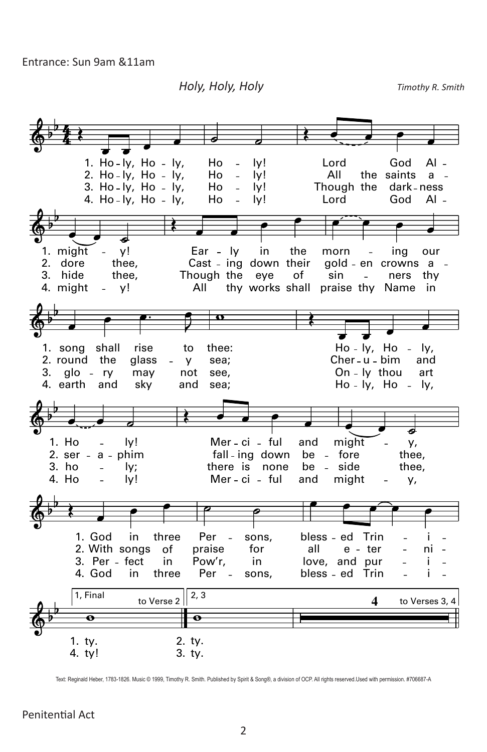Entrance: Sun 9am &11am

## *Holy, Holy, Holy*

*Timothy R. Smith*

1. Holy, Holy, Holy! Lord God Almighty! Early in the morning our song shall rise to thee: Holy, Holy, Holy! Merciful and mighty, God in three Persons, blessed Trinity.

2. Holy, Holy, Holy! All the saints adore thee, Casting down their golden crowns around the glassy sea; Cherubim and seraphim falling down before thee, With songs of praise for all eternity.

3. Holy, Holy, Holy! Though the darkness hide thee, Though the eye of sinners thy glory may not see, Only thou art holy; there is none beside thee, Perfect in Pow'r, in love, and purity.

4. Holy, Holy, Holy! Lord God Almighty! All thy works shall praise thy Name in earth and sky and sea; Holy, Holy, Holy! Merciful and mighty, God in three Persons, blessed Trinity!

Text: Reginald Heber, 1783-1826. Music © 1999, Timothy R. Smith. Published by Spirit & Song®, a division of OCP. All rights reserved.Used with permission. #706687-A

Penitential Act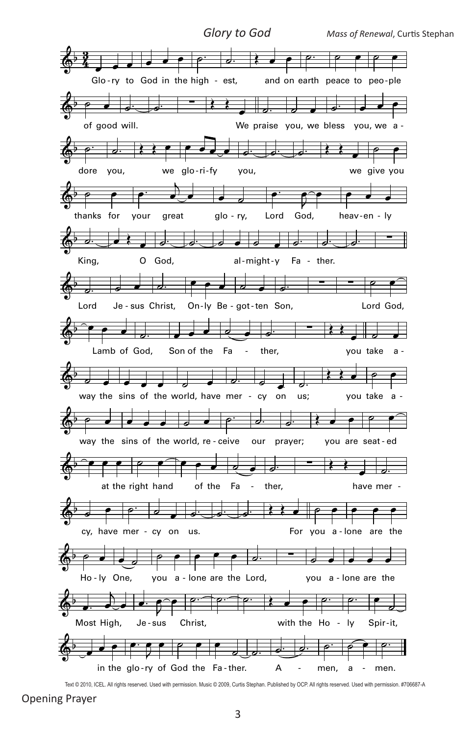## *Glory to God*

*Mass of Renewal*, Curtis Stephan

Glo-ry to God in the high - est, and on earth peace to peo-ple of good will. We praise you, we bless you, we a - dore you, we glo-ri-fy you, we give you thanks for your great glo - ry, Lord God, heav-en - ly King, O God, al-might-y Fa - ther.

Lord Je - sus Christ, On-ly Be - got-ten Son, Lord God, Lamb of God, Son of the Fa - ther, you take a - way the sins of the world, have mer - cy on us; you take a - way the sins of the world, re - ceive our prayer; you are seat-ed at the right hand of the Fa - ther, have mer - cy, have mer - cy on us.

For you a - lone are the Ho - ly One, you a - lone are the Lord, you a - lone are the Most High, Je - sus Christ, with the Ho - ly Spir-it, in the glo-ry of God the Fa-ther. A - men, a - men.

Text © 2010, ICEL. All rights reserved. Used with permission. Music © 2009, Curtis Stephan. Published by OCP. All rights reserved. Used with permission. #706687-A

Opening Prayer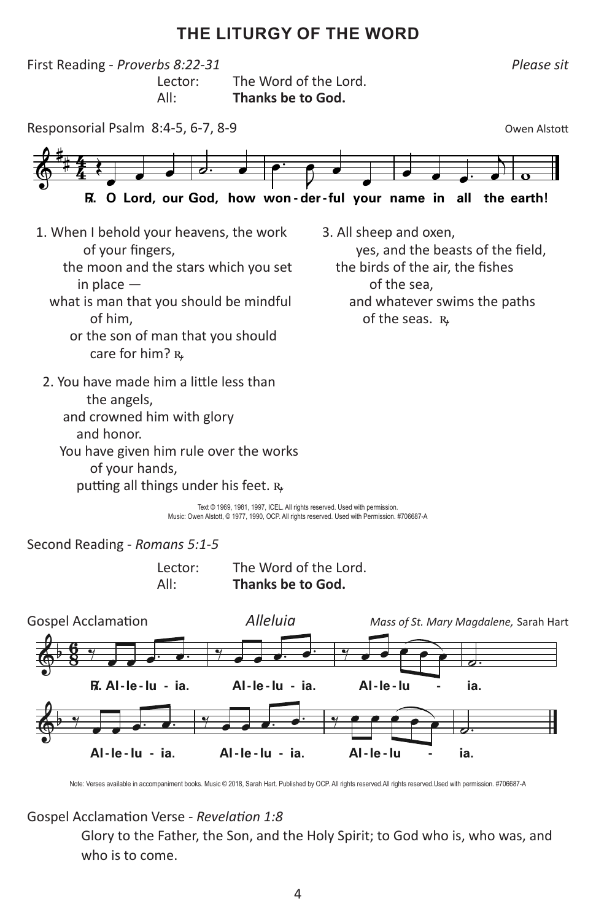## THE LITURGY OF THE WORD

First Reading - *Proverbs 8:22-31* *Please sit*

Lector: The Word of the Lord.
All: **Thanks be to God.**

Responsorial Psalm 8:4-5, 6-7, 8-9 Owen Alstott

**℟. O Lord, our God, how won-der-ful your name in all the earth!**

1. When I behold your heavens, the work of your fingers,
   the moon and the stars which you set in place —
   what is man that you should be mindful of him,
   or the son of man that you should care for him? ℟.

2. You have made him a little less than the angels,
   and crowned him with glory and honor.
   You have given him rule over the works of your hands,
   putting all things under his feet. ℟.

3. All sheep and oxen,
   yes, and the beasts of the field,
   the birds of the air, the fishes of the sea,
   and whatever swims the paths of the seas. ℟.

Text © 1969, 1981, 1997, ICEL. All rights reserved. Used with permission.
Music: Owen Alstott, © 1977, 1990, OCP. All rights reserved. Used with Permission. #706687-A

Second Reading - *Romans 5:1-5*

Lector: The Word of the Lord.
All: **Thanks be to God.**

Gospel Acclamation *Alleluia* *Mass of St. Mary Magdalene,* Sarah Hart

**℟. Al-le-lu-ia. Al-le-lu-ia. Al-le-lu - ia.**

**Al-le-lu-ia. Al-le-lu-ia. Al-le-lu - ia.**

Note: Verses available in accompaniment books. Music © 2018, Sarah Hart. Published by OCP. All rights reserved.All rights reserved.Used with permission. #706687-A

Gospel Acclamation Verse - *Revelation 1:8*

Glory to the Father, the Son, and the Holy Spirit; to God who is, who was, and who is to come.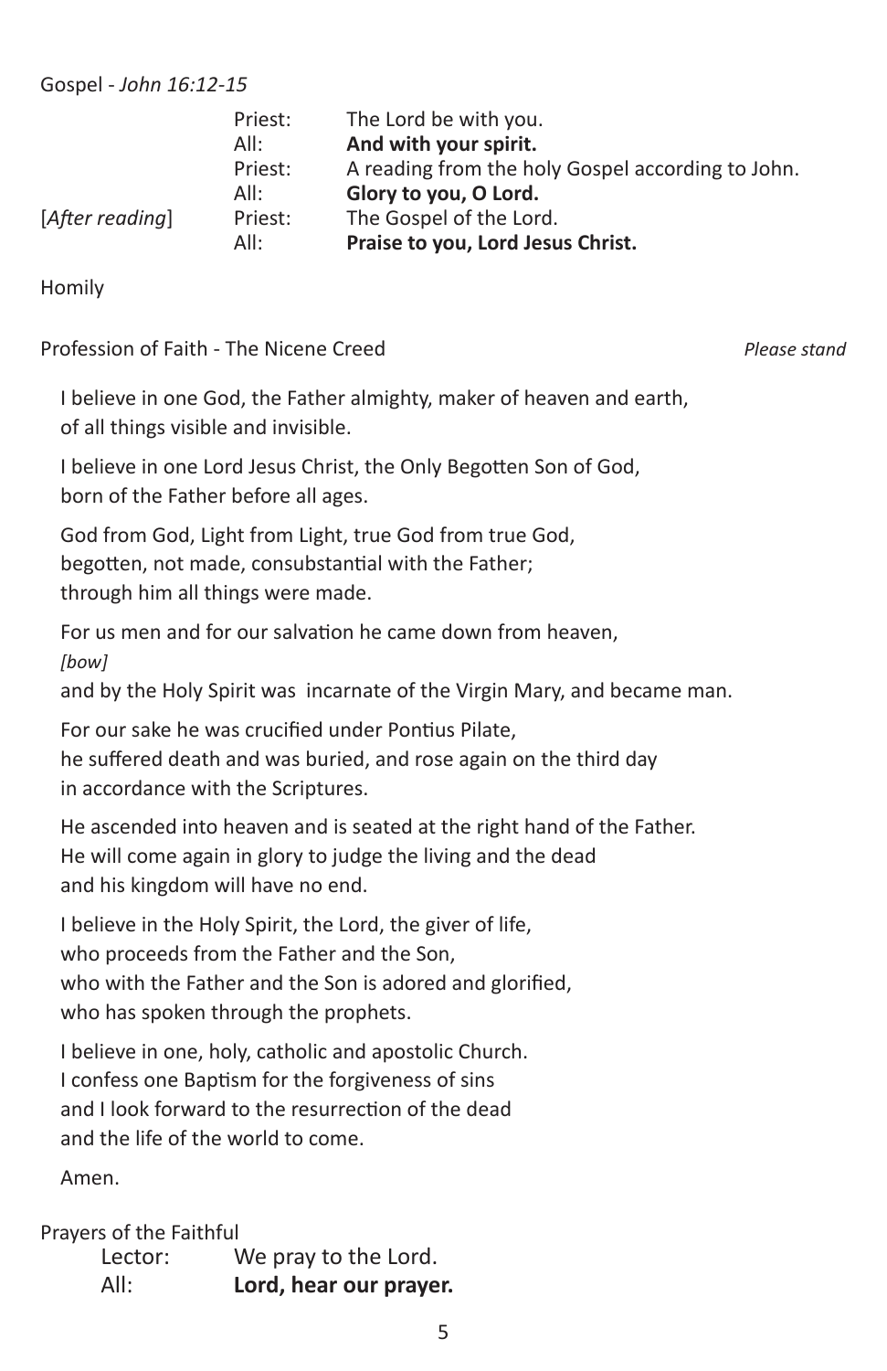Gospel - *John 16:12-15*

| | | |
|---|---|---|
| | Priest: | The Lord be with you. |
| | All: | **And with your spirit.** |
| | Priest: | A reading from the holy Gospel according to John. |
| | All: | **Glory to you, O Lord.** |
| [*After reading*] | Priest: | The Gospel of the Lord. |
| | All: | **Praise to you, Lord Jesus Christ.** |

Homily

Profession of Faith - The Nicene Creed *Please stand*

I believe in one God, the Father almighty, maker of heaven and earth,
of all things visible and invisible.

I believe in one Lord Jesus Christ, the Only Begotten Son of God,
born of the Father before all ages.

God from God, Light from Light, true God from true God,
begotten, not made, consubstantial with the Father;
through him all things were made.

For us men and for our salvation he came down from heaven,
*[bow]*
and by the Holy Spirit was incarnate of the Virgin Mary, and became man.

For our sake he was crucified under Pontius Pilate,
he suffered death and was buried, and rose again on the third day
in accordance with the Scriptures.

He ascended into heaven and is seated at the right hand of the Father.
He will come again in glory to judge the living and the dead
and his kingdom will have no end.

I believe in the Holy Spirit, the Lord, the giver of life,
who proceeds from the Father and the Son,
who with the Father and the Son is adored and glorified,
who has spoken through the prophets.

I believe in one, holy, catholic and apostolic Church.
I confess one Baptism for the forgiveness of sins
and I look forward to the resurrection of the dead
and the life of the world to come.

Amen.

Prayers of the Faithful

| | |
|---|---|
| Lector: | We pray to the Lord. |
| All: | **Lord, hear our prayer.** |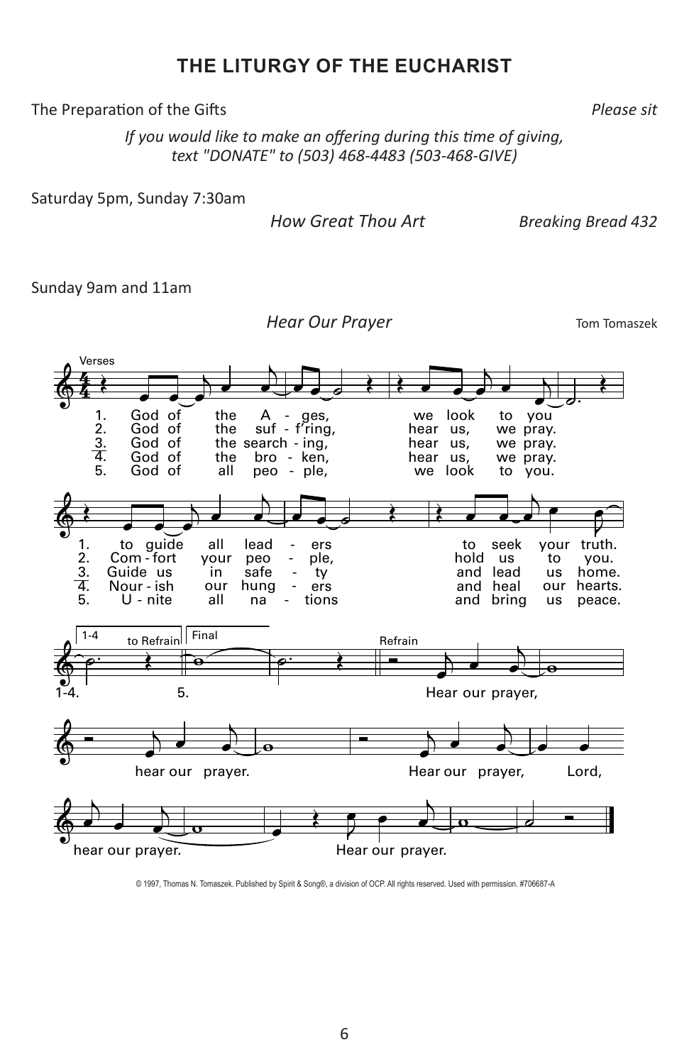## THE LITURGY OF THE EUCHARIST

The Preparation of the Gifts *Please sit*

*If you would like to make an offering during this time of giving, text "DONATE" to (503) 468-4483 (503-468-GIVE)*

Saturday 5pm, Sunday 7:30am

*How Great Thou Art* *Breaking Bread 432*

Sunday 9am and 11am

*Hear Our Prayer* Tom Tomaszek

Verses

1. God of the Ages, we look to you to guide all leaders to seek your truth.
2. God of the suf-f'ring, hear us, we pray. Com-fort your people, hold us to you.
3. God of the searching, hear us, we pray. Guide us in safety and lead us home.
4. God of the broken, hear us, we pray. Nour-ish our hungers and heal our hearts.
5. God of all people, we look to you. U-nite all nations and bring us peace.

1-4 to Refrain | Final 5.

Refrain

Hear our prayer, hear our prayer. Hear our prayer, Lord, hear our prayer. Hear our prayer.

© 1997, Thomas N. Tomaszek. Published by Spirit & Song®, a division of OCP. All rights reserved. Used with permission. #706687-A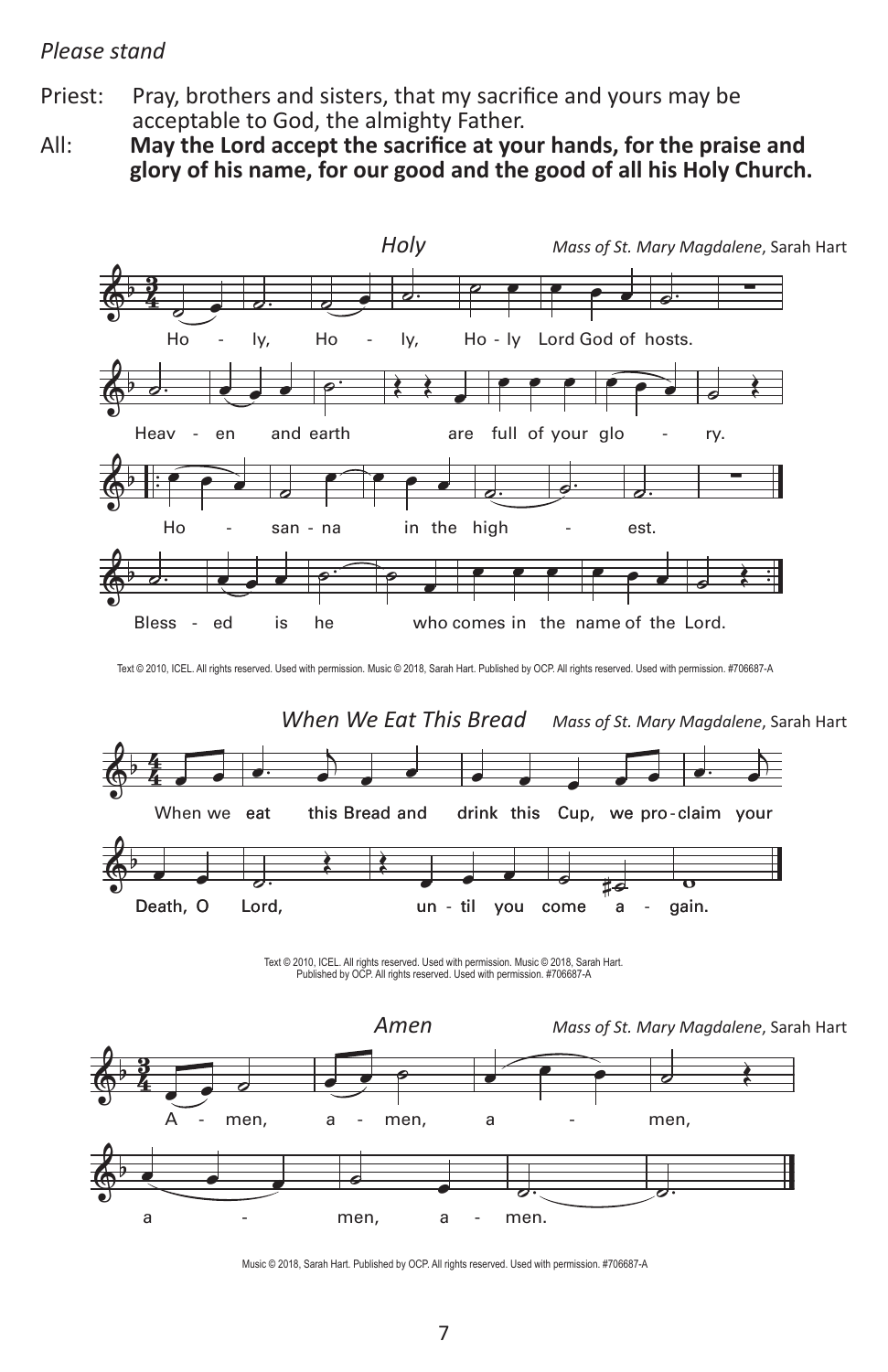*Please stand*

Priest: Pray, brothers and sisters, that my sacrifice and yours may be acceptable to God, the almighty Father.

All: **May the Lord accept the sacrifice at your hands, for the praise and glory of his name, for our good and the good of all his Holy Church.**

## *Holy*

*Mass of St. Mary Magdalene*, Sarah Hart

Ho - ly, Ho - ly, Ho - ly Lord God of hosts.
Heav - en and earth are full of your glo - ry.
Ho - san - na in the high - est.
Bless - ed is he who comes in the name of the Lord.

Text © 2010, ICEL. All rights reserved. Used with permission. Music © 2018, Sarah Hart. Published by OCP. All rights reserved. Used with permission. #706687-A

## *When We Eat This Bread*

*Mass of St. Mary Magdalene*, Sarah Hart

When we eat this Bread and drink this Cup, we pro-claim your Death, O Lord, un - til you come a - gain.

Text © 2010, ICEL. All rights reserved. Used with permission. Music © 2018, Sarah Hart. Published by OCP. All rights reserved. Used with permission. #706687-A

## *Amen*

*Mass of St. Mary Magdalene*, Sarah Hart

A - men, a - men, a - men, a - men, a - men.

Music © 2018, Sarah Hart. Published by OCP. All rights reserved. Used with permission. #706687-A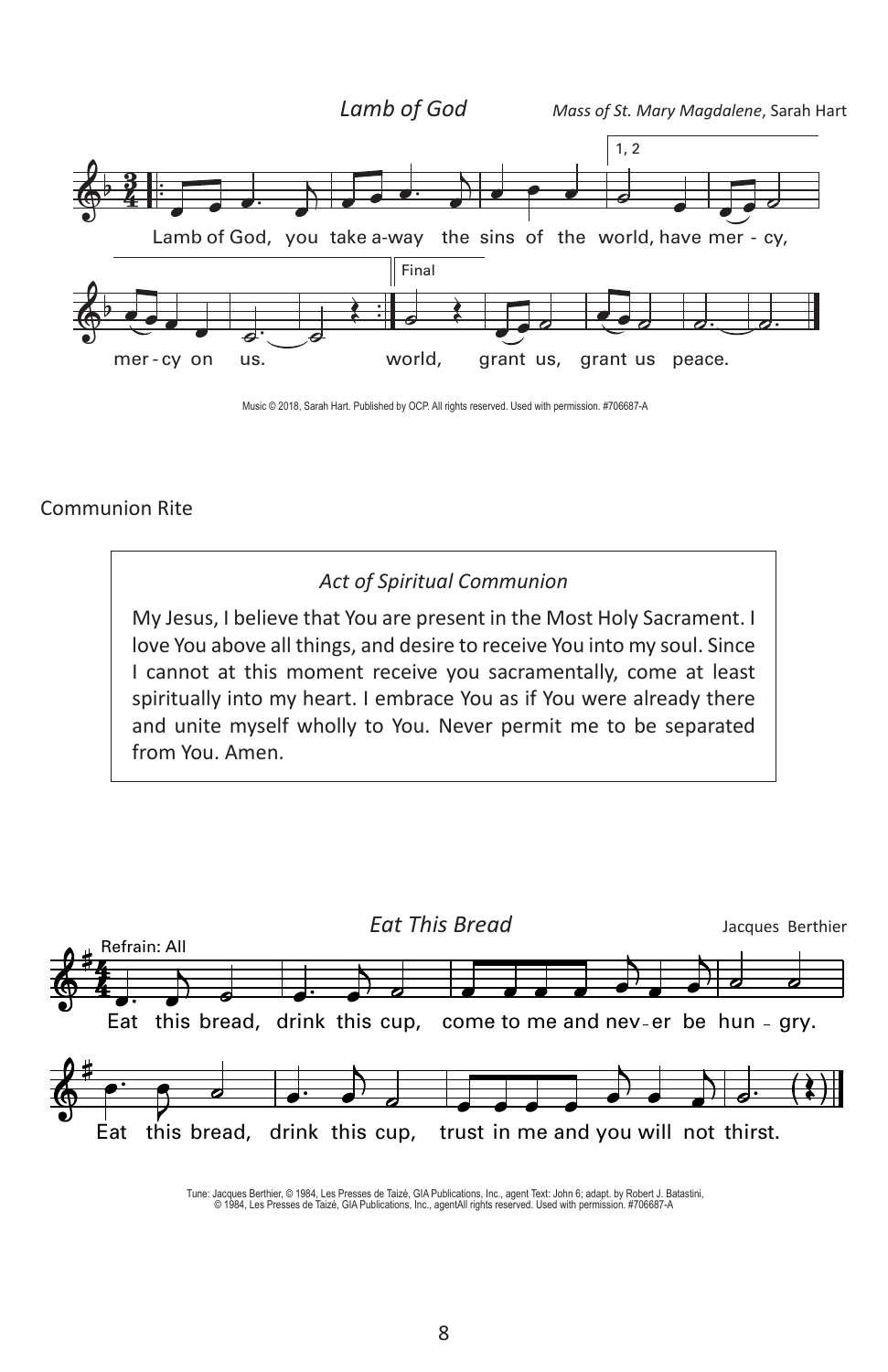## *Lamb of God*

*Mass of St. Mary Magdalene*, Sarah Hart

Lamb of God, you take a-way the sins of the world, have mer - cy, mer-cy on us. world, grant us, grant us peace.

Music © 2018, Sarah Hart. Published by OCP. All rights reserved. Used with permission. #706687-A

Communion Rite

> *Act of Spiritual Communion*
>
> My Jesus, I believe that You are present in the Most Holy Sacrament. I love You above all things, and desire to receive You into my soul. Since I cannot at this moment receive you sacramentally, come at least spiritually into my heart. I embrace You as if You were already there and unite myself wholly to You. Never permit me to be separated from You. Amen.

## *Eat This Bread*

Jacques Berthier

Refrain: All

Eat this bread, drink this cup, come to me and nev-er be hun - gry.
Eat this bread, drink this cup, trust in me and you will not thirst.

Tune: Jacques Berthier, © 1984, Les Presses de Taizé, GIA Publications, Inc., agent Text: John 6; adapt. by Robert J. Batastini, © 1984, Les Presses de Taizé, GIA Publications, Inc., agentAll rights reserved. Used with permission. #706687-A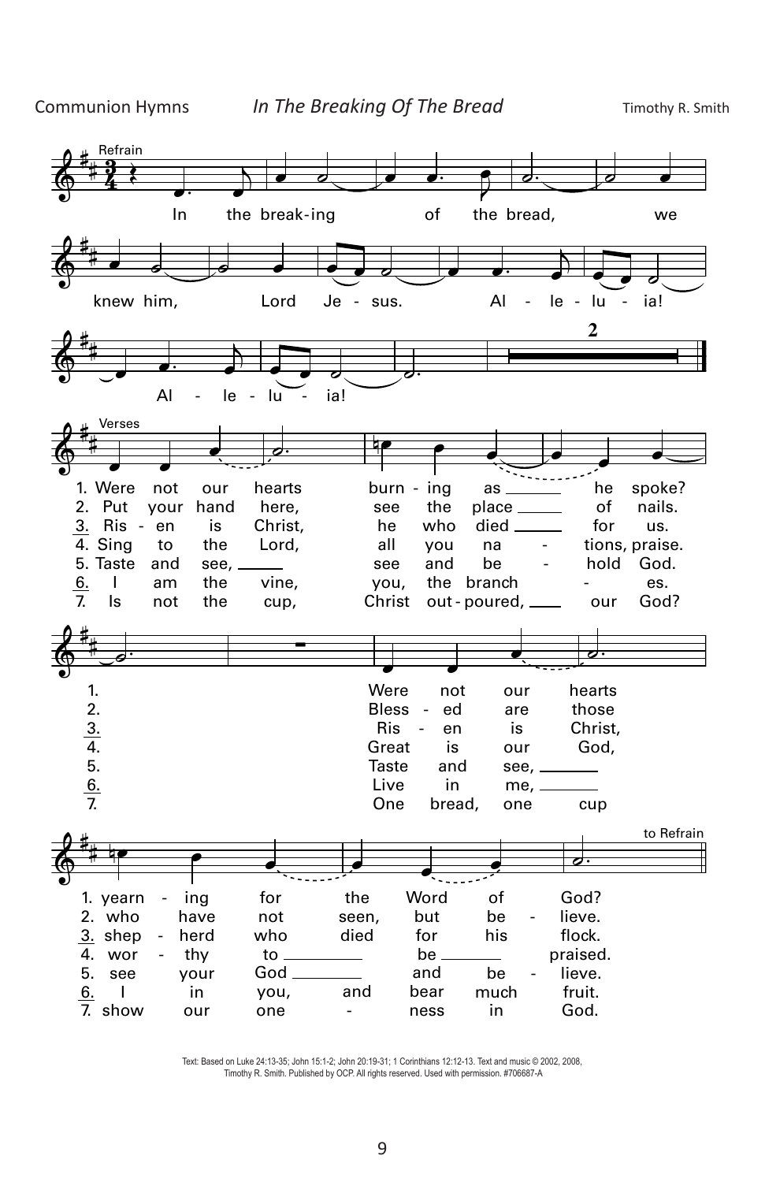Communion Hymns *In The Breaking Of The Bread* Timothy R. Smith

**Refrain**

In the break-ing of the bread, we knew him, Lord Je - sus. Al - le - lu - ia! Al - le - lu - ia!

**Verses**

1. Were not our hearts burn - ing as he spoke? Were not our hearts yearn - ing for the Word of God?
2. Put your hand here, see the place of nails. Bless - ed are those who have not seen, but be - lieve.
3. Ris - en is Christ, he who died for us. Ris - en is Christ, shep - herd who died for his flock.
4. Sing to the Lord, all you na - tions, praise. Great is our God, wor - thy to be praised.
5. Taste and see, see and be - hold God. Taste and see, see your God and be - lieve.
6. I am the vine, you, the branch - es. Live in me, I in you, and bear much fruit.
7. Is not the cup, Christ out-poured, our God? One bread, one cup show our one - ness in God.

to Refrain

Text: Based on Luke 24:13-35; John 15:1-2; John 20:19-31; 1 Corinthians 12:12-13. Text and music © 2002, 2008, Timothy R. Smith. Published by OCP. All rights reserved. Used with permission. #706687-A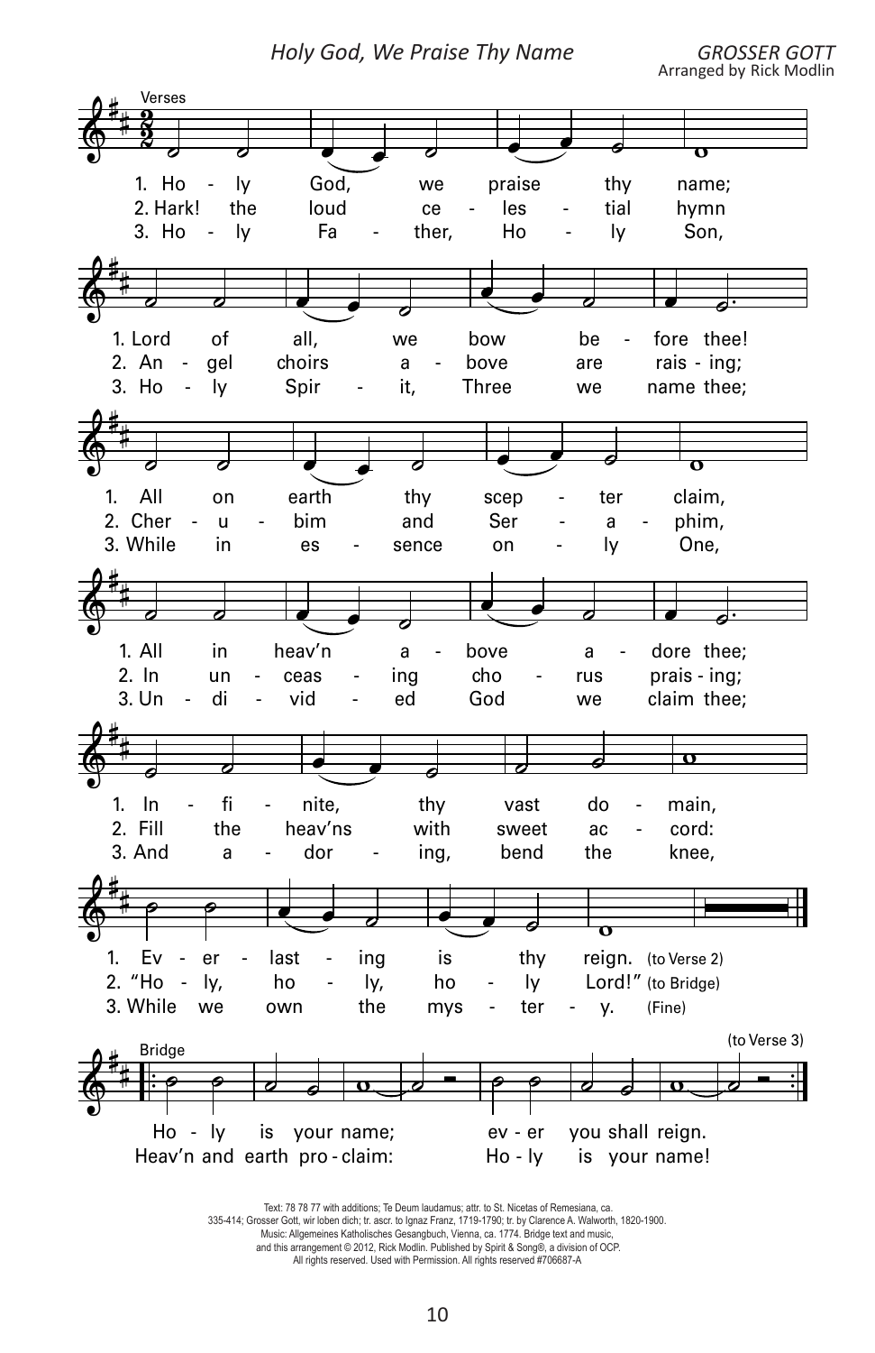*Holy God, We Praise Thy Name*

*GROSSER GOTT*
Arranged by Rick Modlin

Verses

1. Ho - ly God, we praise thy name;
2. Hark! the loud ce - les - tial hymn
3. Ho - ly Fa - ther, Ho - ly Son,

1. Lord of all, we bow be - fore thee!
2. An - gel choirs a - bove are rais - ing;
3. Ho - ly Spir - it, Three we name thee;

1. All on earth thy scep - ter claim,
2. Cher - u - bim and Ser - a - phim,
3. While in es - sence on - ly One,

1. All in heav'n a - bove a - dore thee;
2. In un - ceas - ing cho - rus prais - ing;
3. Un - di - vid - ed God we claim thee;

1. In - fi - nite, thy vast do - main,
2. Fill the heav'ns with sweet ac - cord:
3. And a - dor - ing, bend the knee,

1. Ev - er - last - ing is thy reign. (to Verse 2)
2. "Ho - ly, ho - ly, ho - ly Lord!" (to Bridge)
3. While we own the mys - ter - y. (Fine)

Bridge

Ho - ly is your name; ev - er you shall reign.
Heav'n and earth pro - claim: Ho - ly is your name! (to Verse 3)

Text: 78 78 77 with additions; Te Deum laudamus; attr. to St. Nicetas of Remesiana, ca. 335-414; Grosser Gott, wir loben dich; tr. ascr. to Ignaz Franz, 1719-1790; tr. by Clarence A. Walworth, 1820-1900. Music: Allgemeines Katholisches Gesangbuch, Vienna, ca. 1774. Bridge text and music, and this arrangement © 2012, Rick Modlin. Published by Spirit & Song®, a division of OCP. All rights reserved. Used with Permission. All rights reserved #706687-A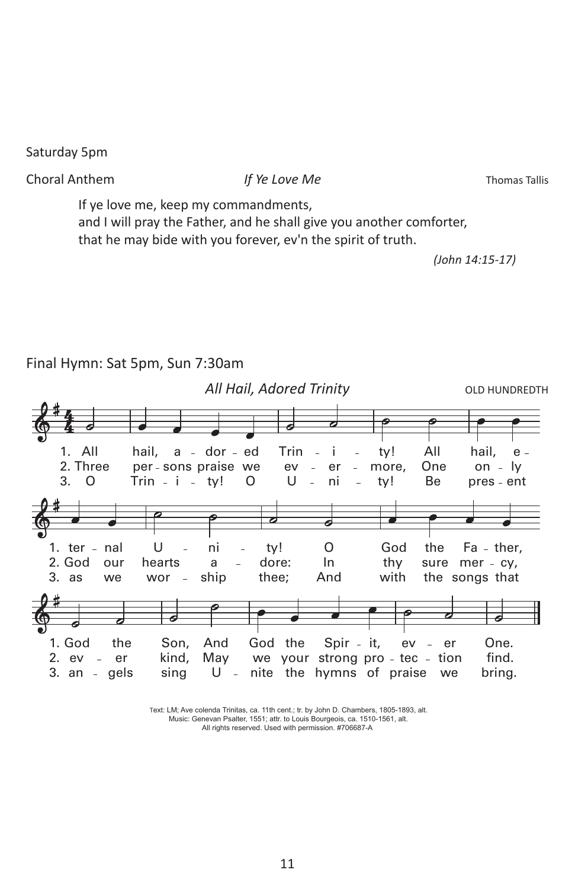Saturday 5pm

Choral Anthem *If Ye Love Me* Thomas Tallis

If ye love me, keep my commandments,
and I will pray the Father, and he shall give you another comforter,
that he may bide with you forever, ev'n the spirit of truth.

*(John 14:15-17)*

Final Hymn: Sat 5pm, Sun 7:30am

*All Hail, Adored Trinity* OLD HUNDREDTH

1. All hail, adored Trinity! All hail, eternal Unity! O God the Father, God the Son, And God the Spirit, ever One.
2. Three persons praise we evermore, One only God our hearts adore: In thy sure mercy, ever kind, May we your strong protection find.
3. O Trinity! O Unity! Be present as we worship thee; And with the songs that angels sing Unite the hymns of praise we bring.

Text: LM; Ave colenda Trinitas, ca. 11th cent.; tr. by John D. Chambers, 1805-1893, alt.
Music: Genevan Psalter, 1551; attr. to Louis Bourgeois, ca. 1510-1561, alt.
All rights reserved. Used with permission. #706687-A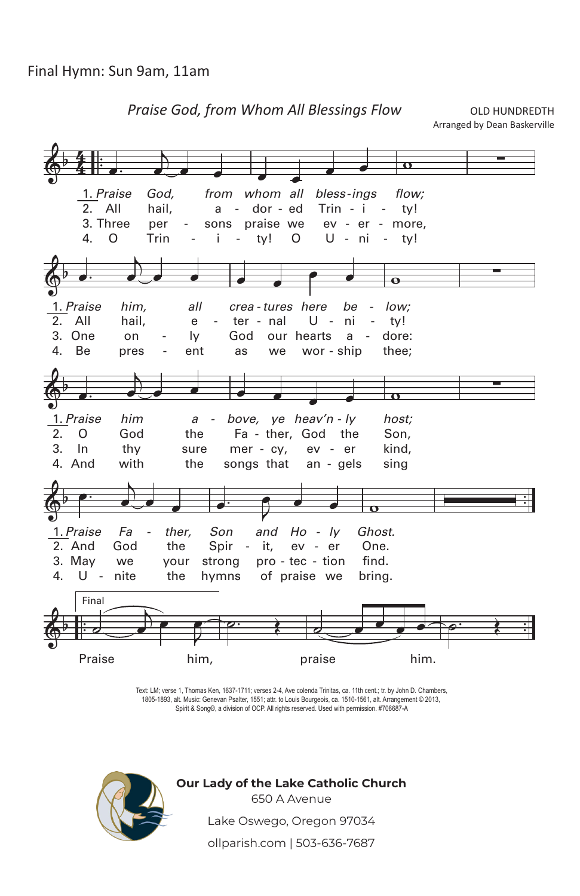Final Hymn: Sun 9am, 11am

## *Praise God, from Whom All Blessings Flow*

OLD HUNDREDTH
Arranged by Dean Baskerville

1. *Praise God, from whom all bless-ings flow; Praise him, all crea-tures here be-low; Praise him a-bove, ye heav'n-ly host; Praise Fa-ther, Son and Ho-ly Ghost.*
2. All hail, a-dor-ed Trin-i-ty! All hail, e-ter-nal U-ni-ty! O God the Fa-ther, God the Son, And God the Spir-it, ev-er One.
3. Three per-sons praise we ev-er-more, One on-ly God our hearts a-dore: In thy sure mer-cy, ev-er kind, May we your strong pro-tec-tion find.
4. O Trin-i-ty! O U-ni-ty! Be pres-ent as we wor-ship thee; And with the songs that an-gels sing U-nite the hymns of praise we bring.

Final: Praise him, praise him.

Text: LM; verse 1, Thomas Ken, 1637-1711; verses 2-4, Ave colenda Trinitas, ca. 11th cent.; tr. by John D. Chambers, 1805-1893, alt. Music: Genevan Psalter, 1551; attr. to Louis Bourgeois, ca. 1510-1561, alt. Arrangement © 2013, Spirit & Song®, a division of OCP. All rights reserved. Used with permission. #706687-A

**Our Lady of the Lake Catholic Church**
650 A Avenue
Lake Oswego, Oregon 97034
ollparish.com | 503-636-7687